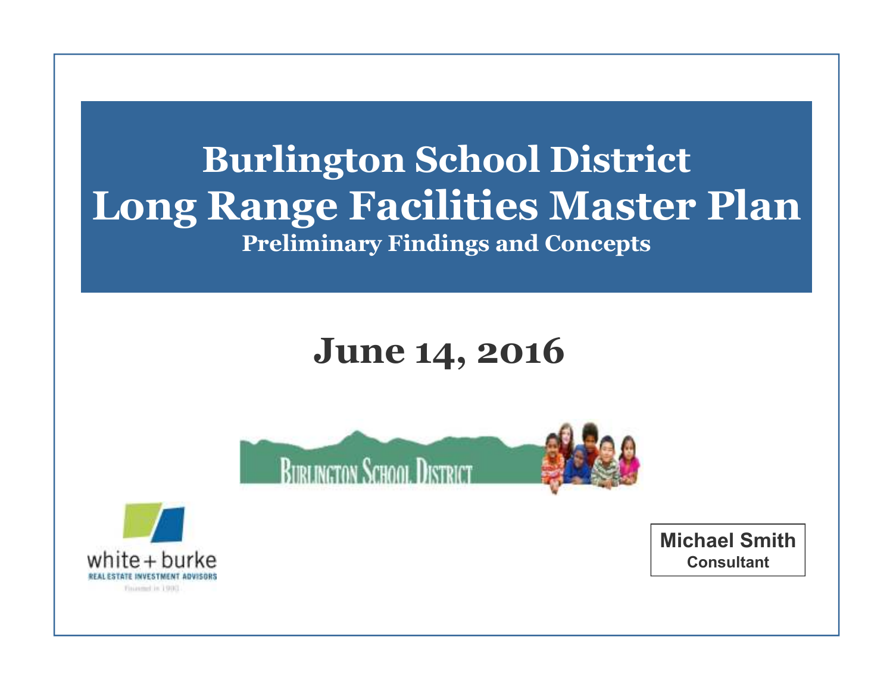# Burlington School District
# Long Range Facilities Master Plan

### Preliminary Findings and Concepts

## June 14, 2016

BURLINGTON SCHOOL DISTRICT

white + burke
REAL ESTATE INVESTMENT ADVISORS
Founded in 1990

**Michael Smith**
**Consultant**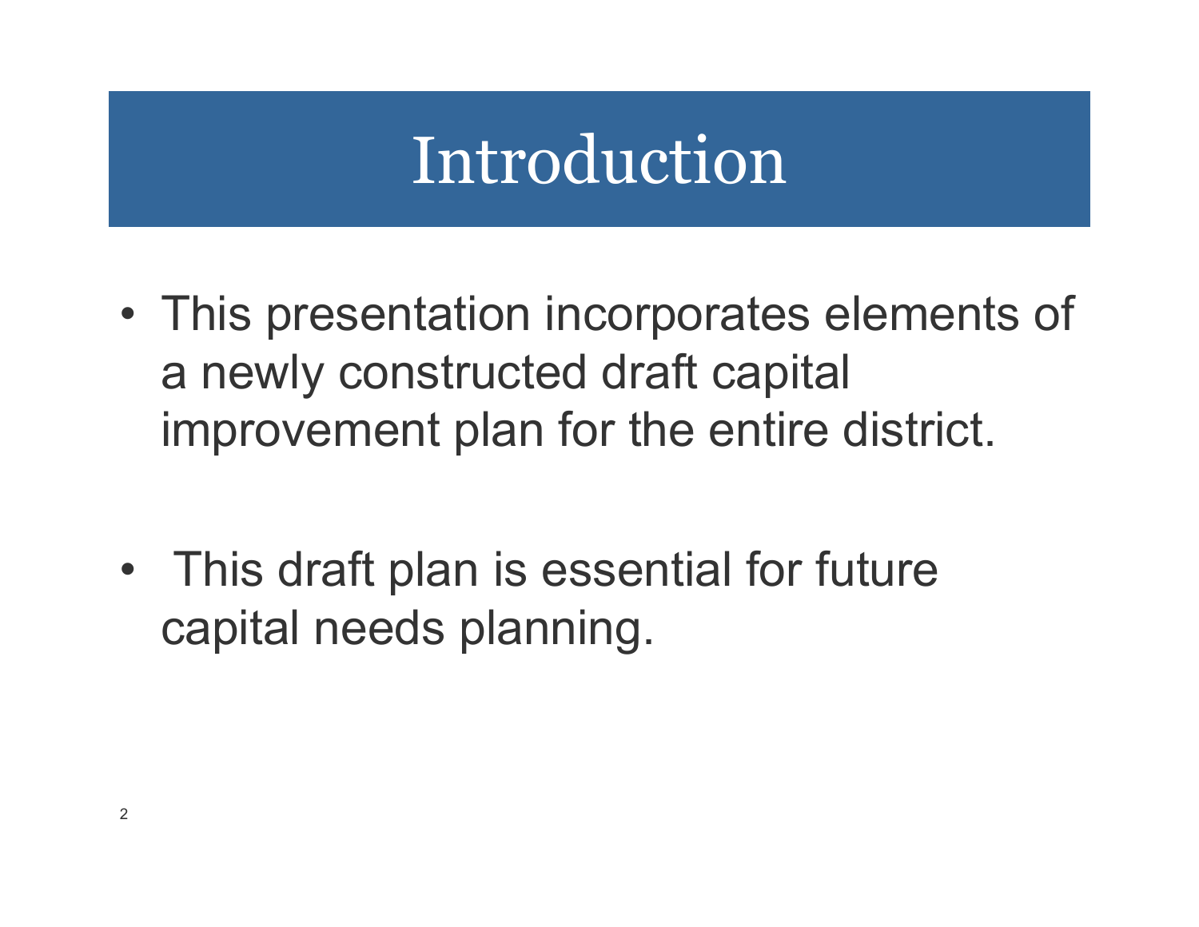# Introduction

- This presentation incorporates elements of a newly constructed draft capital improvement plan for the entire district.

- This draft plan is essential for future capital needs planning.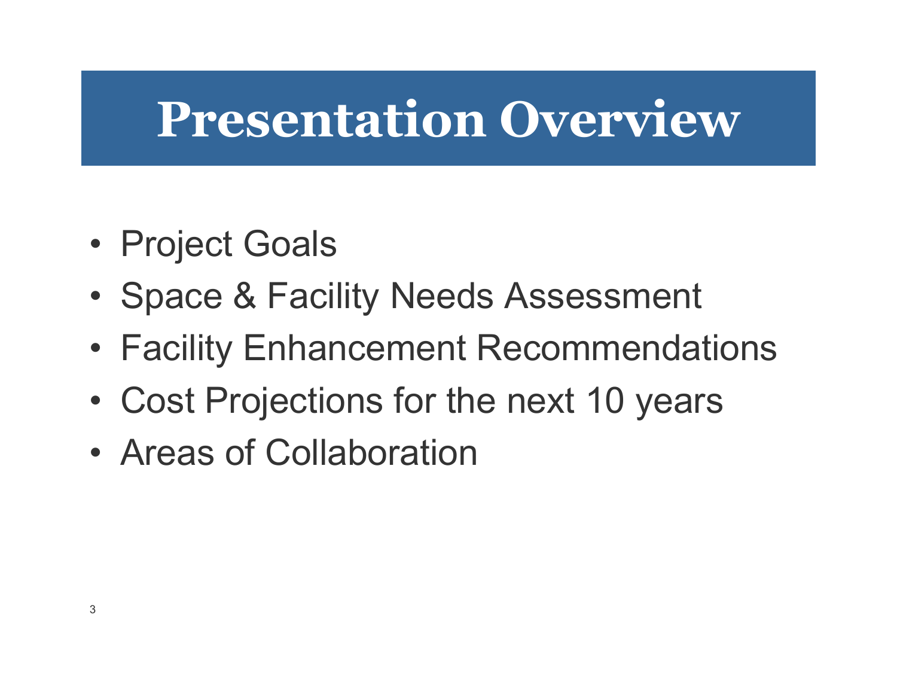# Presentation Overview

- Project Goals
- Space & Facility Needs Assessment
- Facility Enhancement Recommendations
- Cost Projections for the next 10 years
- Areas of Collaboration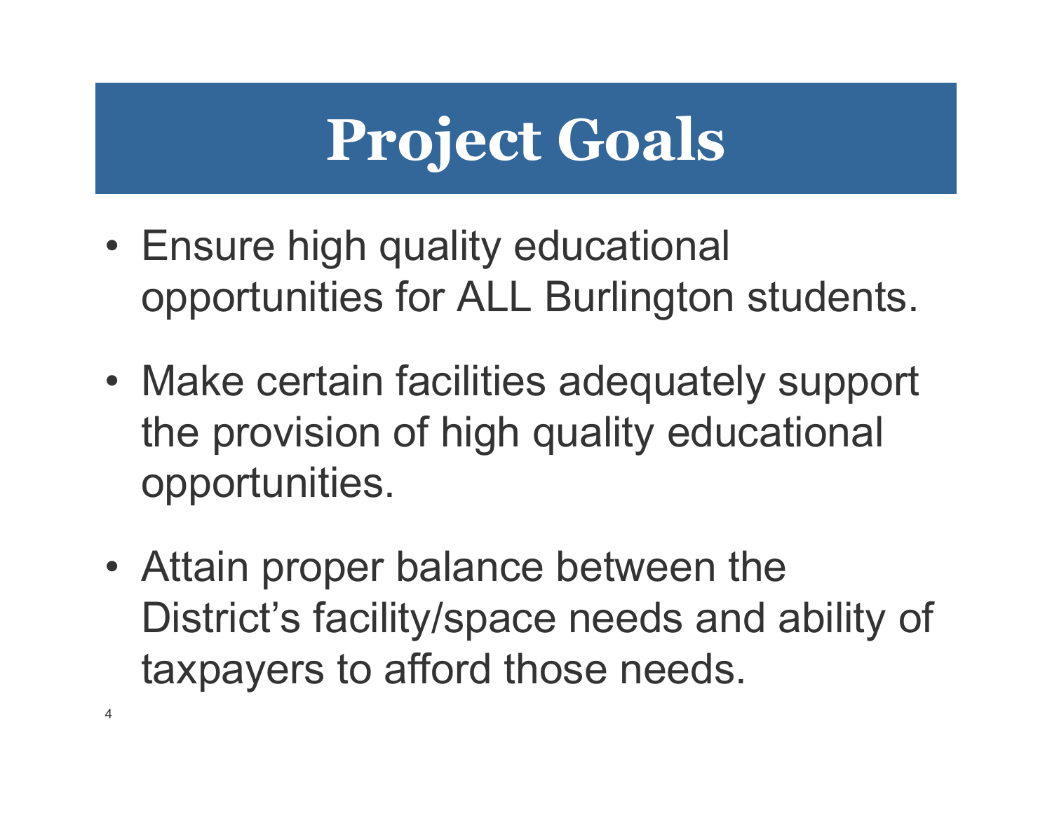# Project Goals

- Ensure high quality educational opportunities for ALL Burlington students.
- Make certain facilities adequately support the provision of high quality educational opportunities.
- Attain proper balance between the District's facility/space needs and ability of taxpayers to afford those needs.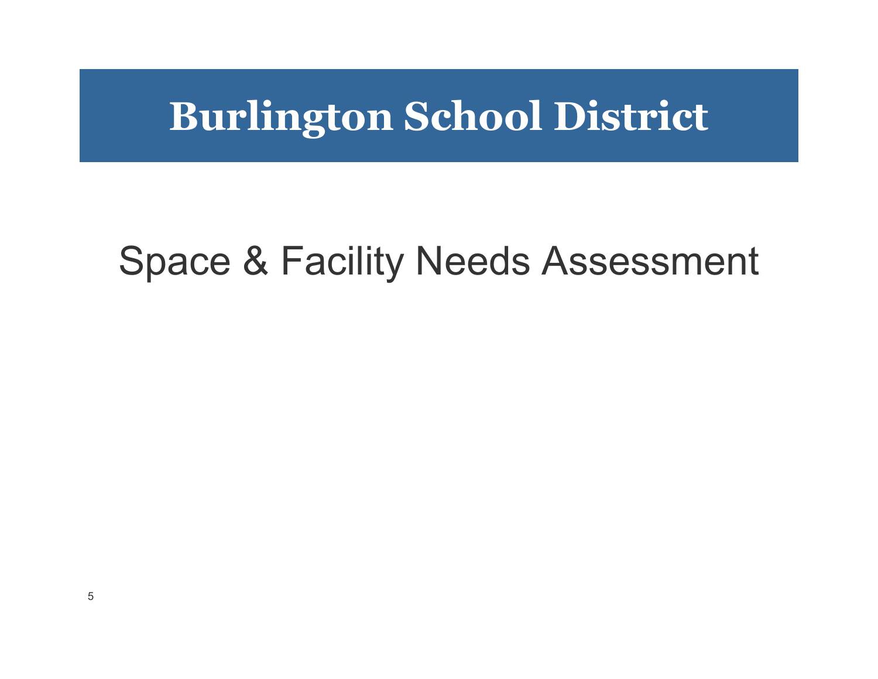# Burlington School District

## Space & Facility Needs Assessment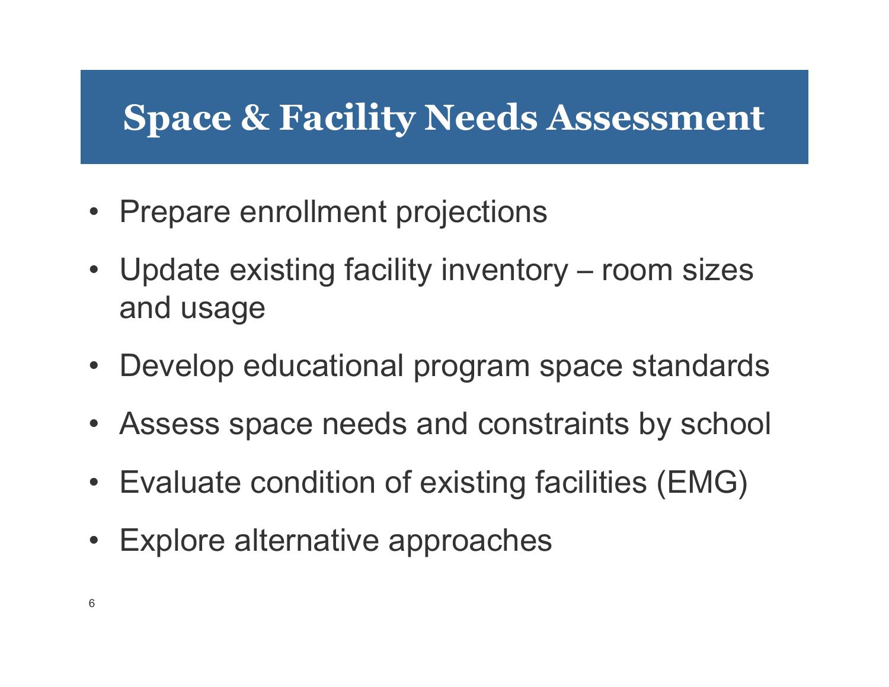# Space & Facility Needs Assessment

- Prepare enrollment projections
- Update existing facility inventory – room sizes and usage
- Develop educational program space standards
- Assess space needs and constraints by school
- Evaluate condition of existing facilities (EMG)
- Explore alternative approaches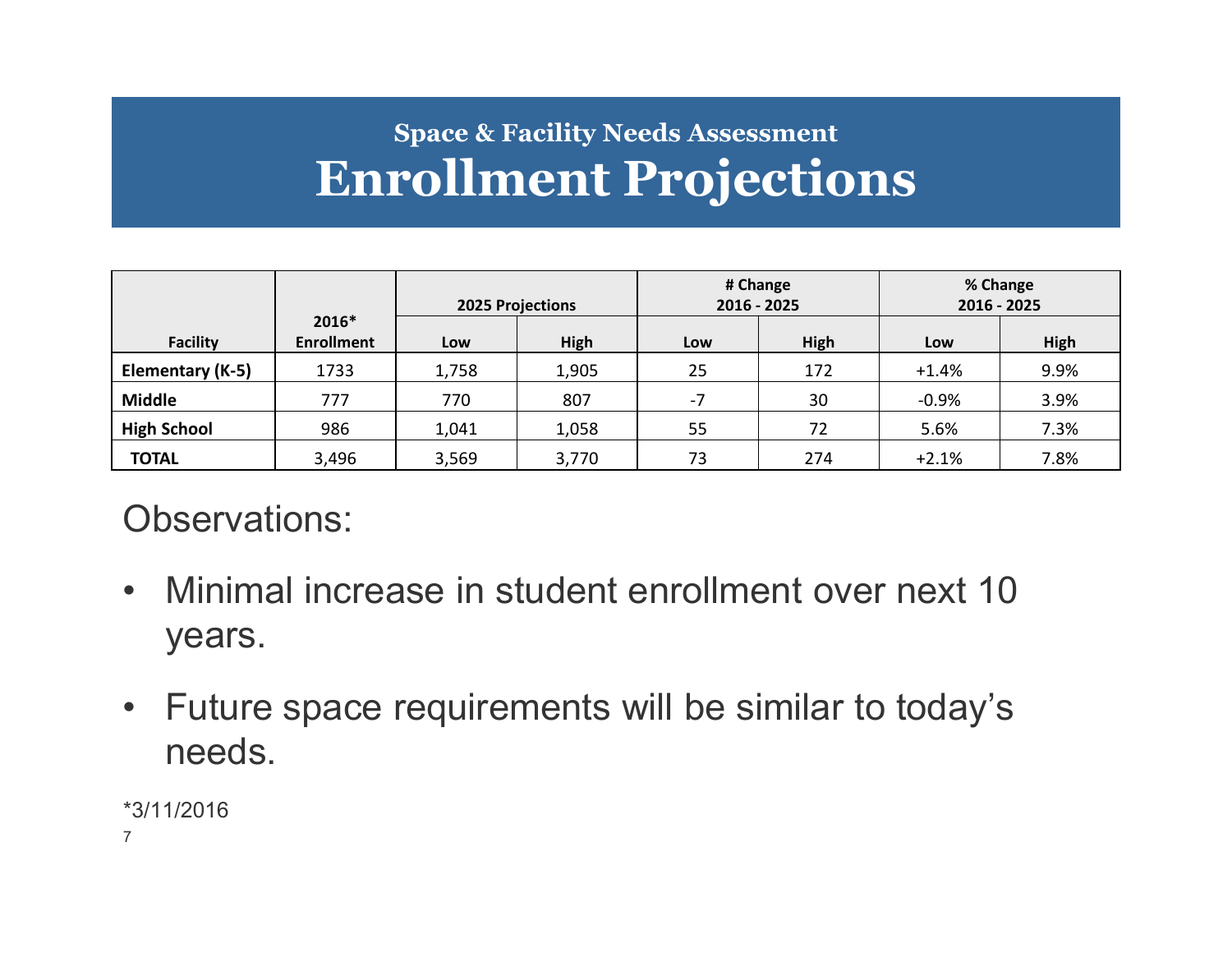## Space & Facility Needs Assessment

# Enrollment Projections

| Facility | 2016* Enrollment | 2025 Projections | | # Change 2016 - 2025 | | % Change 2016 - 2025 | |
|---|---|---|---|---|---|---|---|
| | | Low | High | Low | High | Low | High |
| **Elementary (K-5)** | 1733 | 1,758 | 1,905 | 25 | 172 | +1.4% | 9.9% |
| **Middle** | 777 | 770 | 807 | -7 | 30 | -0.9% | 3.9% |
| **High School** | 986 | 1,041 | 1,058 | 55 | 72 | 5.6% | 7.3% |
| **TOTAL** | 3,496 | 3,569 | 3,770 | 73 | 274 | +2.1% | 7.8% |

Observations:

- Minimal increase in student enrollment over next 10 years.
- Future space requirements will be similar to today's needs.

*3/11/2016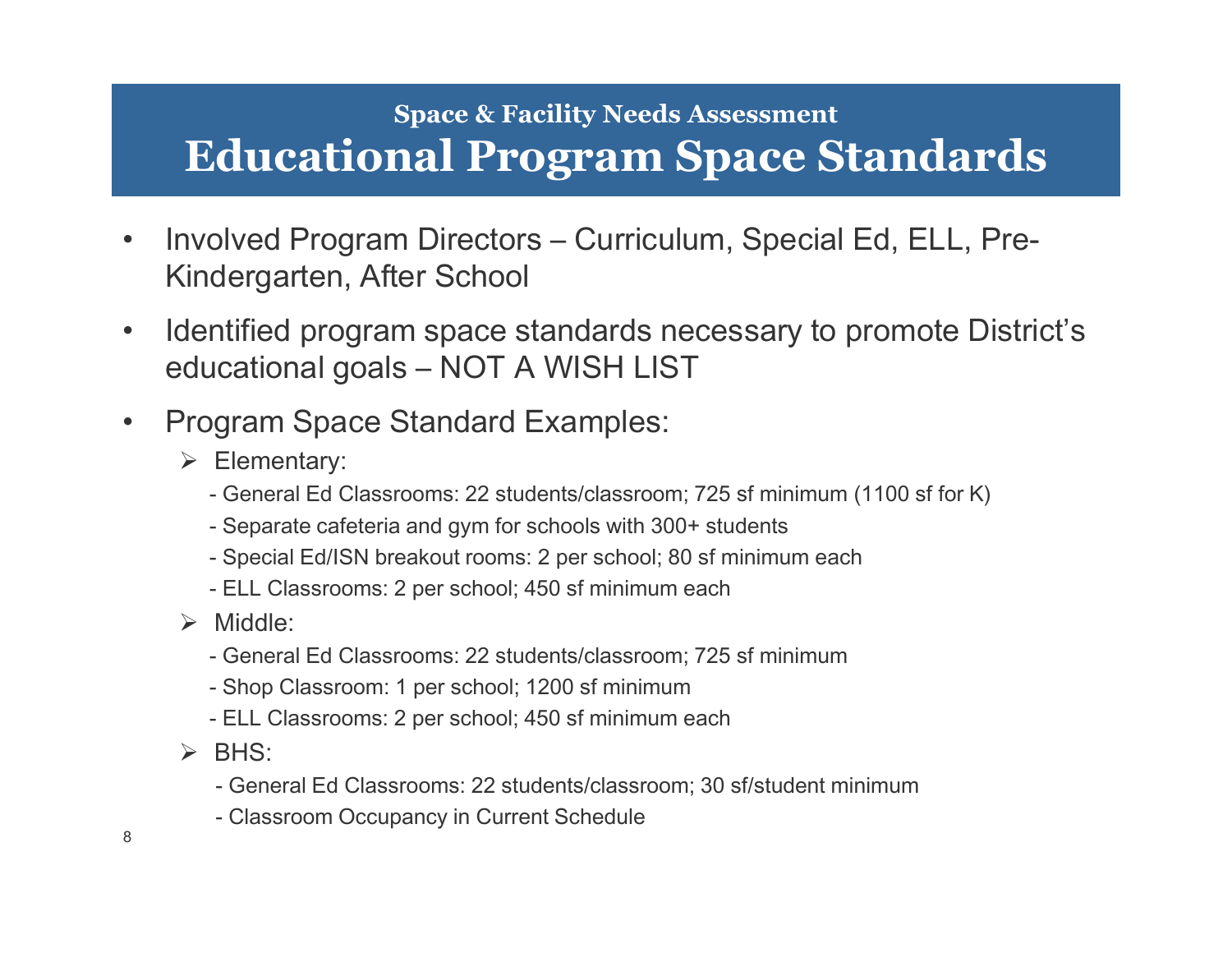### Space & Facility Needs Assessment

# Educational Program Space Standards

- Involved Program Directors – Curriculum, Special Ed, ELL, Pre-Kindergarten, After School
- Identified program space standards necessary to promote District's educational goals – NOT A WISH LIST
- Program Space Standard Examples:
  - Elementary:
    - General Ed Classrooms: 22 students/classroom; 725 sf minimum (1100 sf for K)
    - Separate cafeteria and gym for schools with 300+ students
    - Special Ed/ISN breakout rooms: 2 per school; 80 sf minimum each
    - ELL Classrooms: 2 per school; 450 sf minimum each
  - Middle:
    - General Ed Classrooms: 22 students/classroom; 725 sf minimum
    - Shop Classroom: 1 per school; 1200 sf minimum
    - ELL Classrooms: 2 per school; 450 sf minimum each
  - BHS:
    - General Ed Classrooms: 22 students/classroom; 30 sf/student minimum
    - Classroom Occupancy in Current Schedule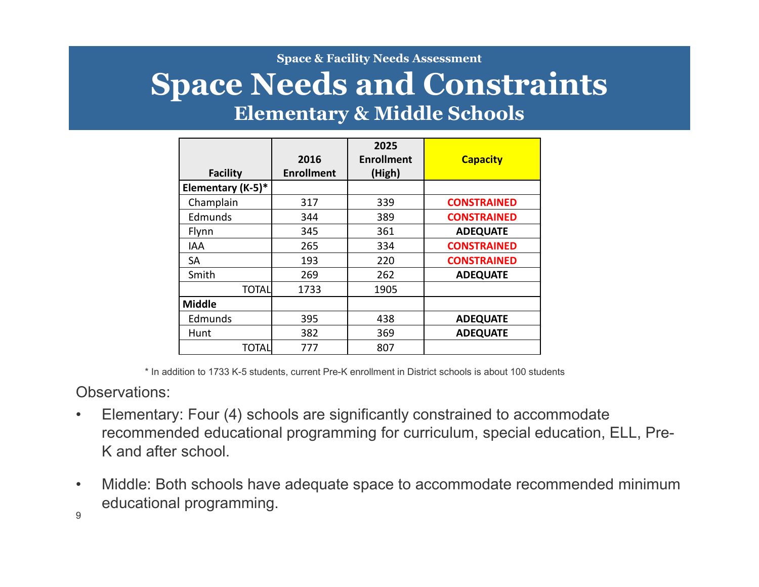Space & Facility Needs Assessment

# Space Needs and Constraints

## Elementary & Middle Schools

| Facility | 2016 Enrollment | 2025 Enrollment (High) | Capacity |
|---|---|---|---|
| **Elementary (K-5)*** | | | |
| Champlain | 317 | 339 | **CONSTRAINED** |
| Edmunds | 344 | 389 | **CONSTRAINED** |
| Flynn | 345 | 361 | **ADEQUATE** |
| IAA | 265 | 334 | **CONSTRAINED** |
| SA | 193 | 220 | **CONSTRAINED** |
| Smith | 269 | 262 | **ADEQUATE** |
| TOTAL | 1733 | 1905 | |
| **Middle** | | | |
| Edmunds | 395 | 438 | **ADEQUATE** |
| Hunt | 382 | 369 | **ADEQUATE** |
| TOTAL | 777 | 807 | |

* In addition to 1733 K-5 students, current Pre-K enrollment in District schools is about 100 students

Observations:

- Elementary: Four (4) schools are significantly constrained to accommodate recommended educational programming for curriculum, special education, ELL, Pre-K and after school.
- Middle: Both schools have adequate space to accommodate recommended minimum educational programming.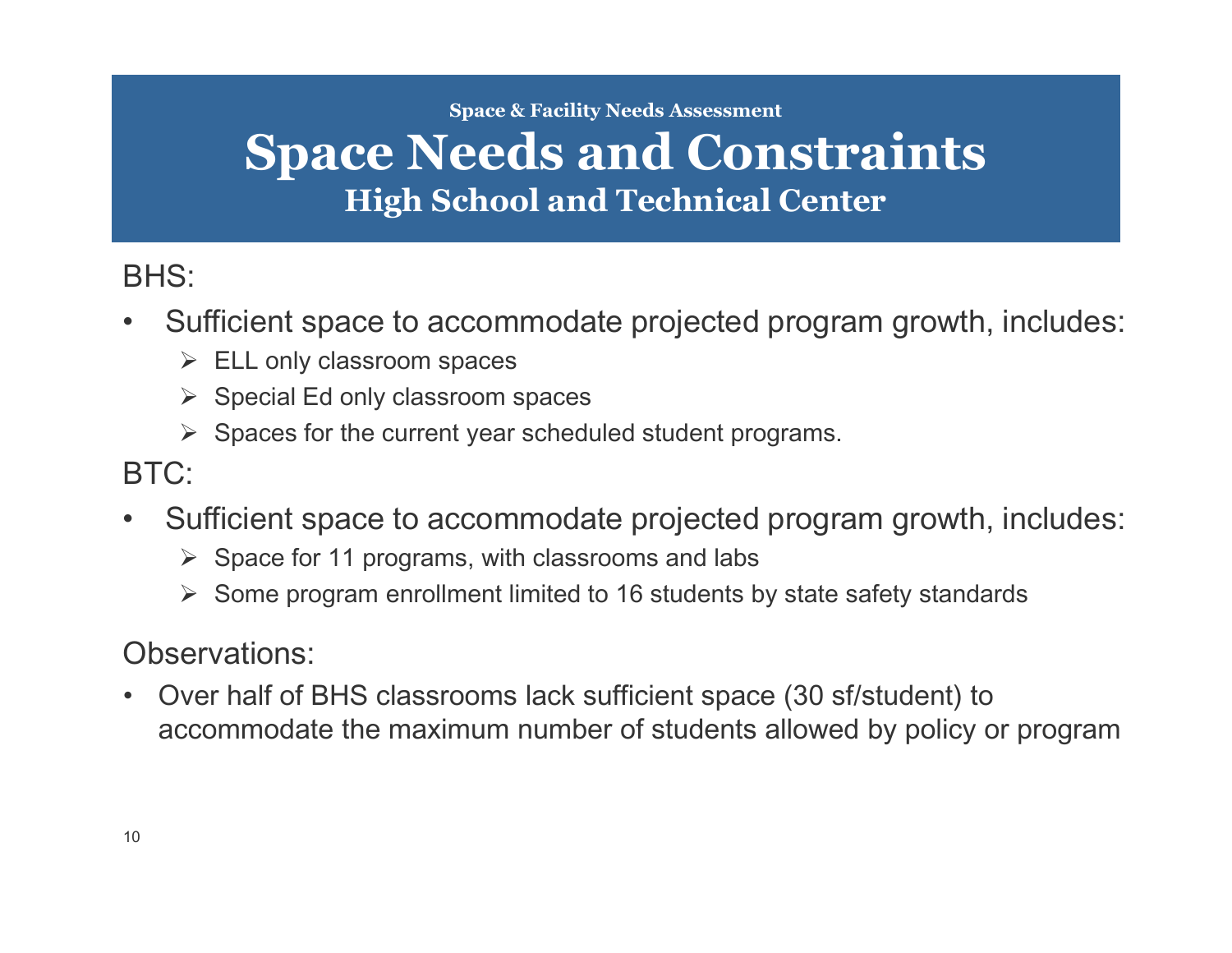Space & Facility Needs Assessment

# Space Needs and Constraints

## High School and Technical Center

BHS:

- Sufficient space to accommodate projected program growth, includes:
  - ELL only classroom spaces
  - Special Ed only classroom spaces
  - Spaces for the current year scheduled student programs.

BTC:

- Sufficient space to accommodate projected program growth, includes:
  - Space for 11 programs, with classrooms and labs
  - Some program enrollment limited to 16 students by state safety standards

Observations:

- Over half of BHS classrooms lack sufficient space (30 sf/student) to accommodate the maximum number of students allowed by policy or program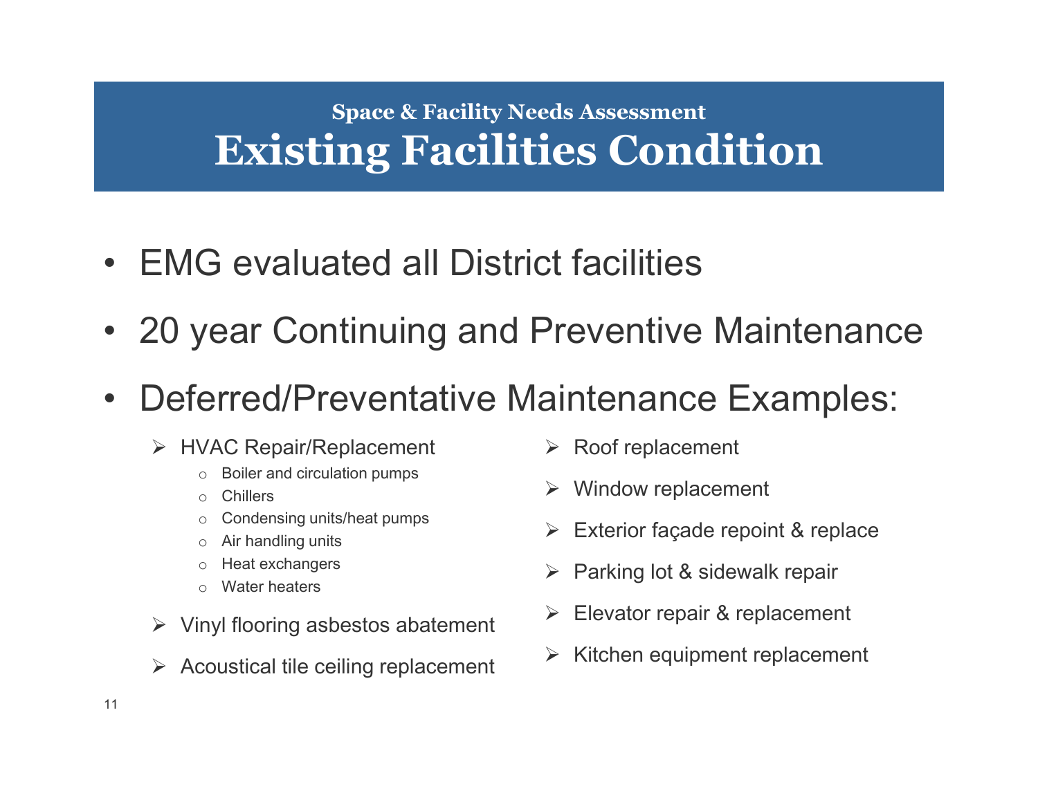## Space & Facility Needs Assessment

# Existing Facilities Condition

- EMG evaluated all District facilities
- 20 year Continuing and Preventive Maintenance
- Deferred/Preventative Maintenance Examples:
  - HVAC Repair/Replacement
    - Boiler and circulation pumps
    - Chillers
    - Condensing units/heat pumps
    - Air handling units
    - Heat exchangers
    - Water heaters
  - Vinyl flooring asbestos abatement
  - Acoustical tile ceiling replacement
  - Roof replacement
  - Window replacement
  - Exterior façade repoint & replace
  - Parking lot & sidewalk repair
  - Elevator repair & replacement
  - Kitchen equipment replacement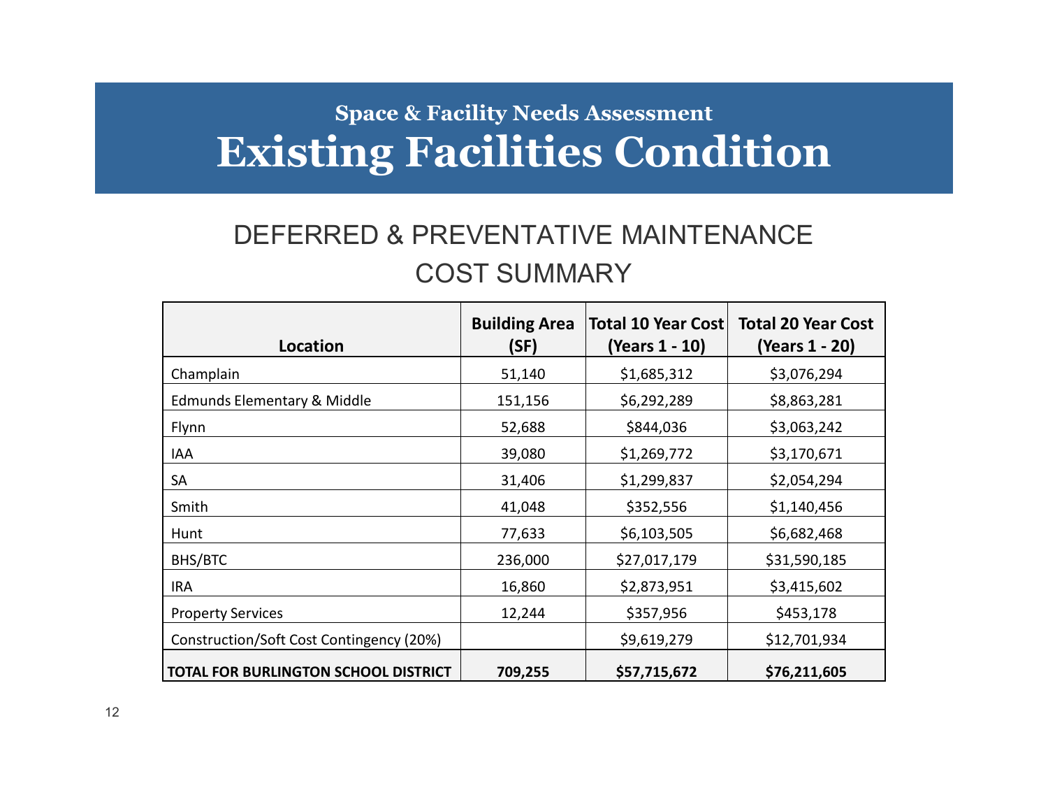## Space & Facility Needs Assessment

# Existing Facilities Condition

### DEFERRED & PREVENTATIVE MAINTENANCE COST SUMMARY

| Location | Building Area (SF) | Total 10 Year Cost (Years 1 - 10) | Total 20 Year Cost (Years 1 - 20) |
|---|---|---|---|
| Champlain | 51,140 | $1,685,312 | $3,076,294 |
| Edmunds Elementary & Middle | 151,156 | $6,292,289 | $8,863,281 |
| Flynn | 52,688 | $844,036 | $3,063,242 |
| IAA | 39,080 | $1,269,772 | $3,170,671 |
| SA | 31,406 | $1,299,837 | $2,054,294 |
| Smith | 41,048 | $352,556 | $1,140,456 |
| Hunt | 77,633 | $6,103,505 | $6,682,468 |
| BHS/BTC | 236,000 | $27,017,179 | $31,590,185 |
| IRA | 16,860 | $2,873,951 | $3,415,602 |
| Property Services | 12,244 | $357,956 | $453,178 |
| Construction/Soft Cost Contingency (20%) | | $9,619,279 | $12,701,934 |
| **TOTAL FOR BURLINGTON SCHOOL DISTRICT** | **709,255** | **$57,715,672** | **$76,211,605** |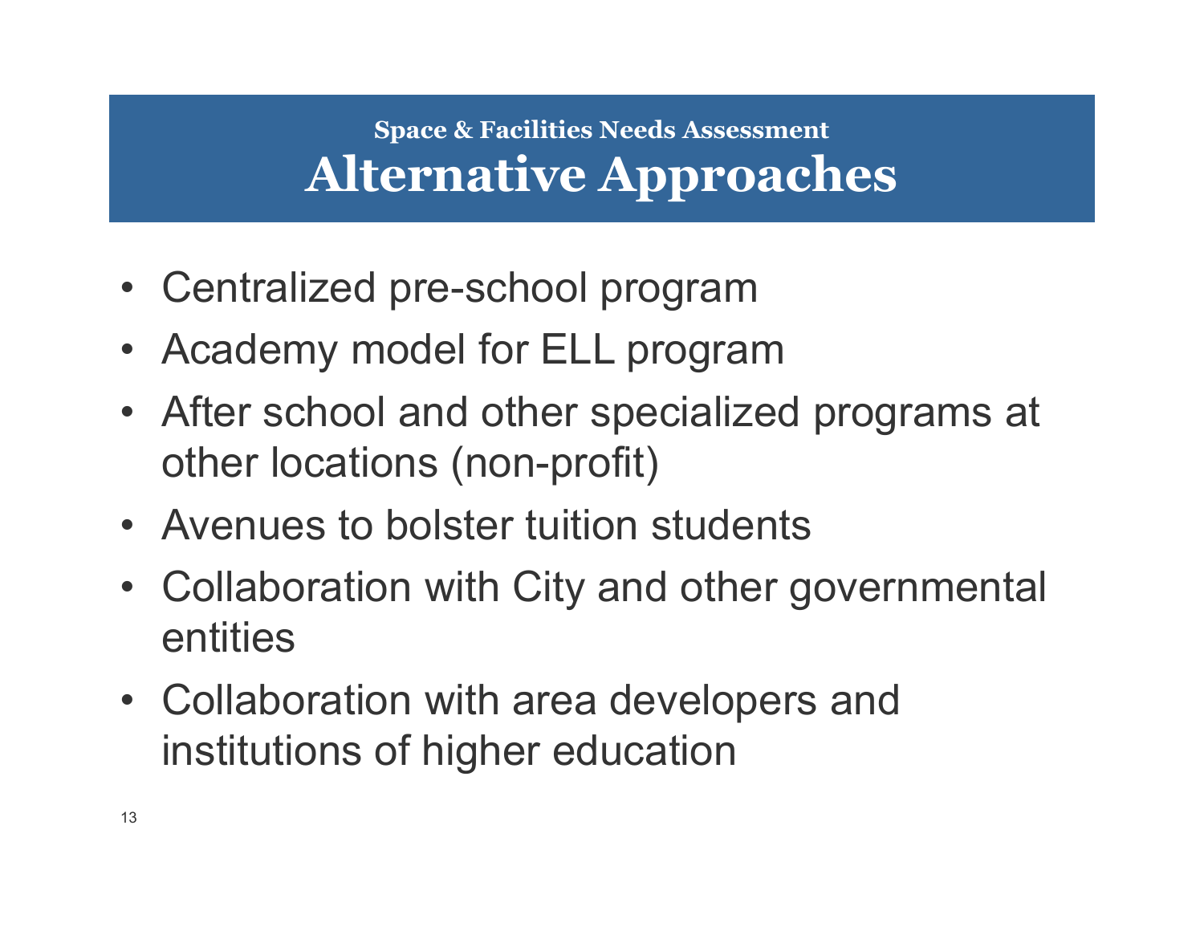### Space & Facilities Needs Assessment

# Alternative Approaches

- Centralized pre-school program
- Academy model for ELL program
- After school and other specialized programs at other locations (non-profit)
- Avenues to bolster tuition students
- Collaboration with City and other governmental entities
- Collaboration with area developers and institutions of higher education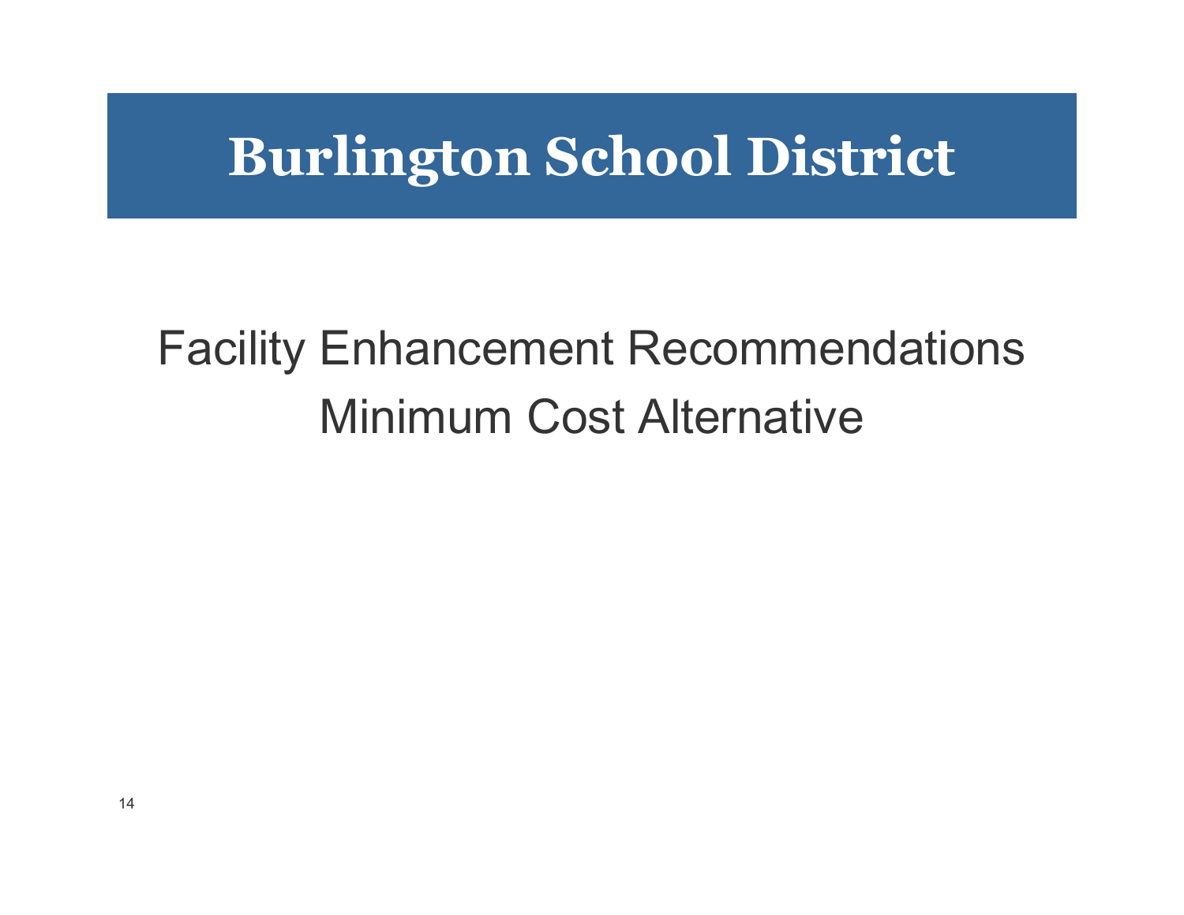# Burlington School District

## Facility Enhancement Recommendations
## Minimum Cost Alternative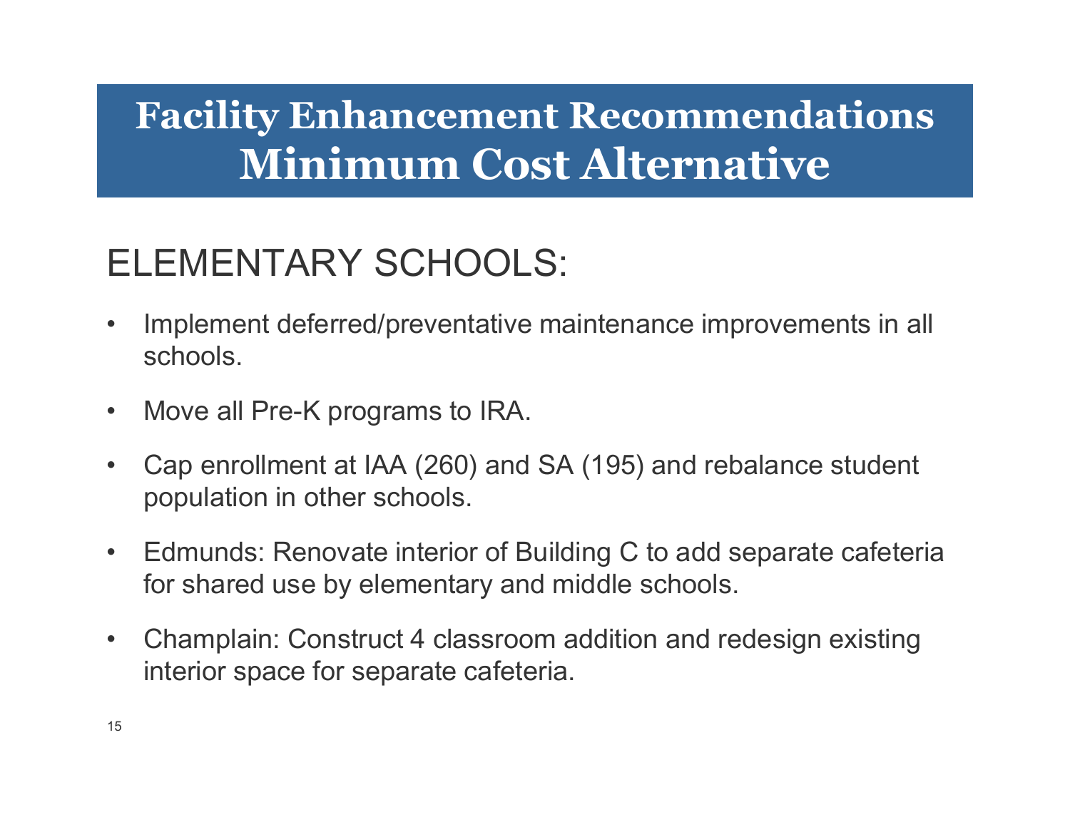# Facility Enhancement Recommendations
# Minimum Cost Alternative

## ELEMENTARY SCHOOLS:

- Implement deferred/preventative maintenance improvements in all schools.
- Move all Pre-K programs to IRA.
- Cap enrollment at IAA (260) and SA (195) and rebalance student population in other schools.
- Edmunds: Renovate interior of Building C to add separate cafeteria for shared use by elementary and middle schools.
- Champlain: Construct 4 classroom addition and redesign existing interior space for separate cafeteria.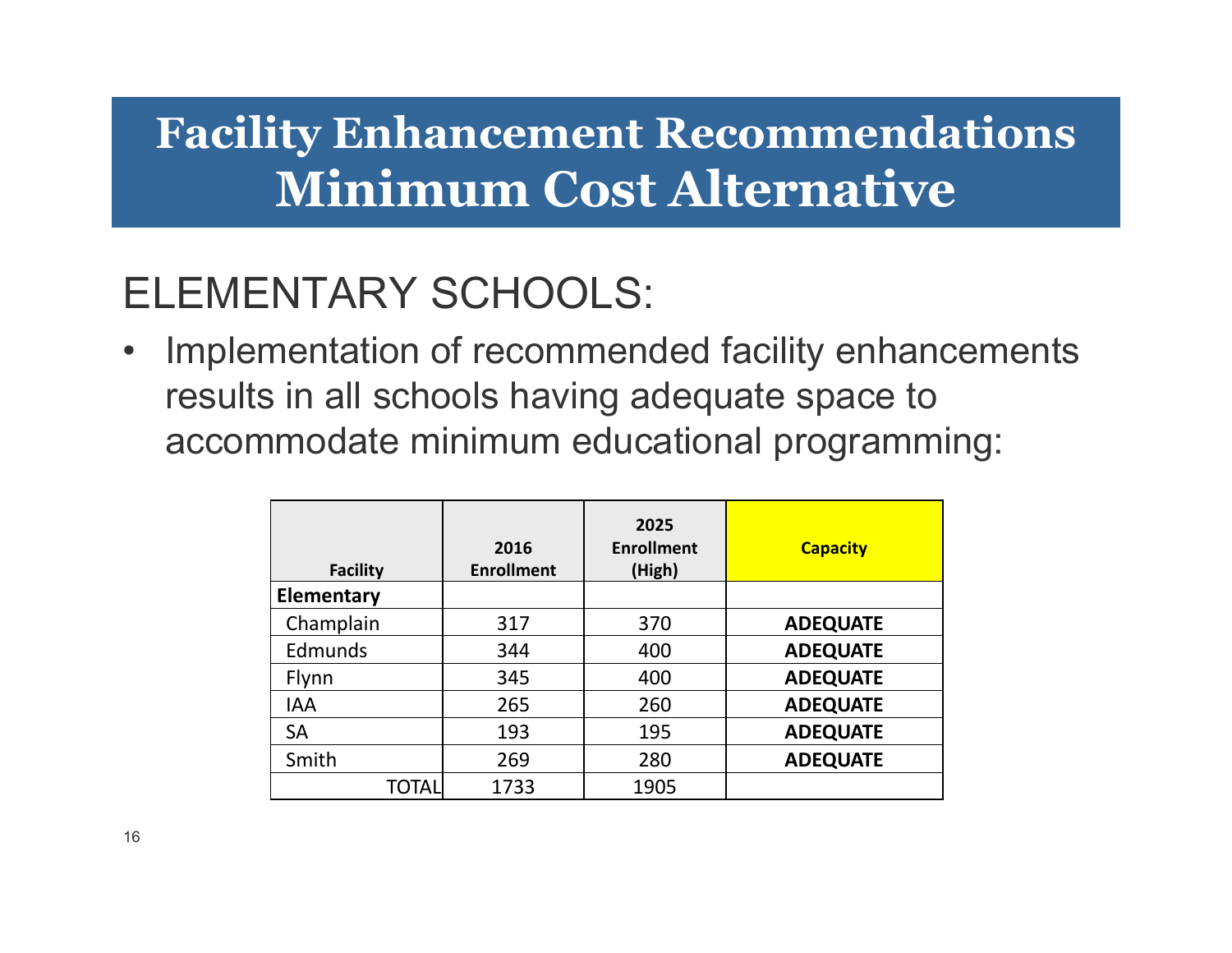# Facility Enhancement Recommendations
# Minimum Cost Alternative

## ELEMENTARY SCHOOLS:

- Implementation of recommended facility enhancements results in all schools having adequate space to accommodate minimum educational programming:

| Facility | 2016 Enrollment | 2025 Enrollment (High) | Capacity |
|---|---|---|---|
| **Elementary** | | | |
| Champlain | 317 | 370 | **ADEQUATE** |
| Edmunds | 344 | 400 | **ADEQUATE** |
| Flynn | 345 | 400 | **ADEQUATE** |
| IAA | 265 | 260 | **ADEQUATE** |
| SA | 193 | 195 | **ADEQUATE** |
| Smith | 269 | 280 | **ADEQUATE** |
| TOTAL | 1733 | 1905 | |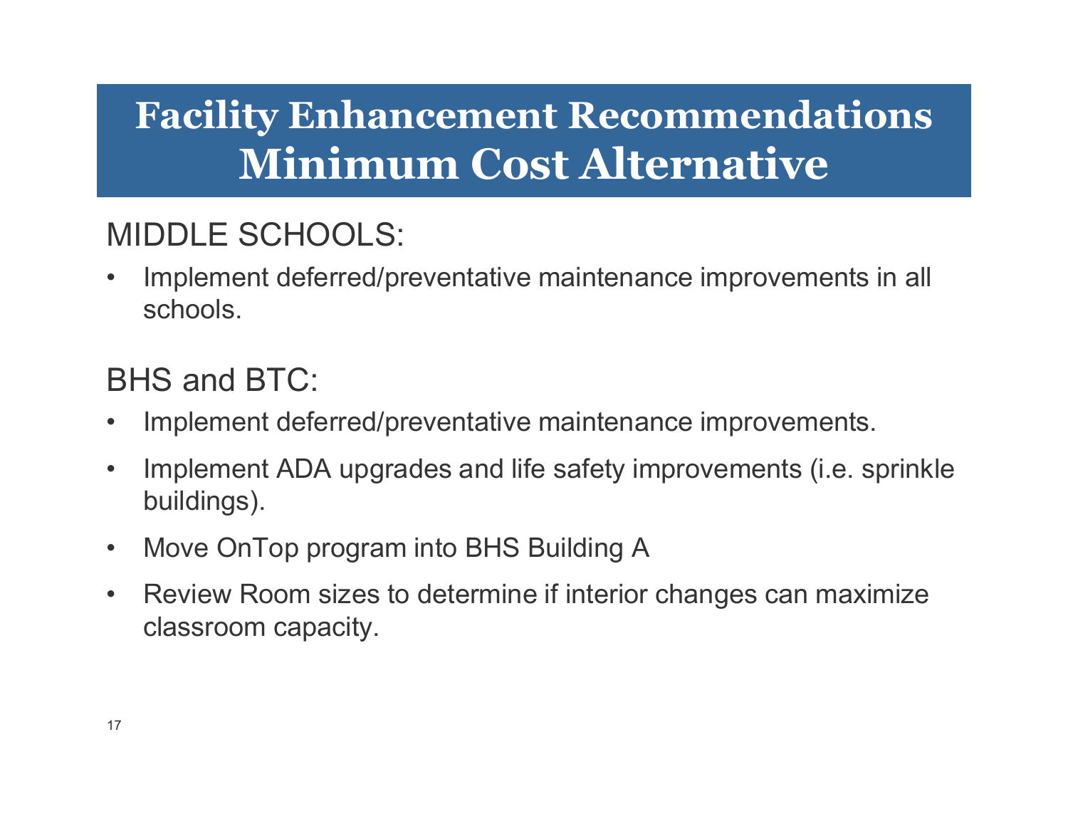# Facility Enhancement Recommendations
# Minimum Cost Alternative

## MIDDLE SCHOOLS:

- Implement deferred/preventative maintenance improvements in all schools.

## BHS and BTC:

- Implement deferred/preventative maintenance improvements.
- Implement ADA upgrades and life safety improvements (i.e. sprinkle buildings).
- Move OnTop program into BHS Building A
- Review Room sizes to determine if interior changes can maximize classroom capacity.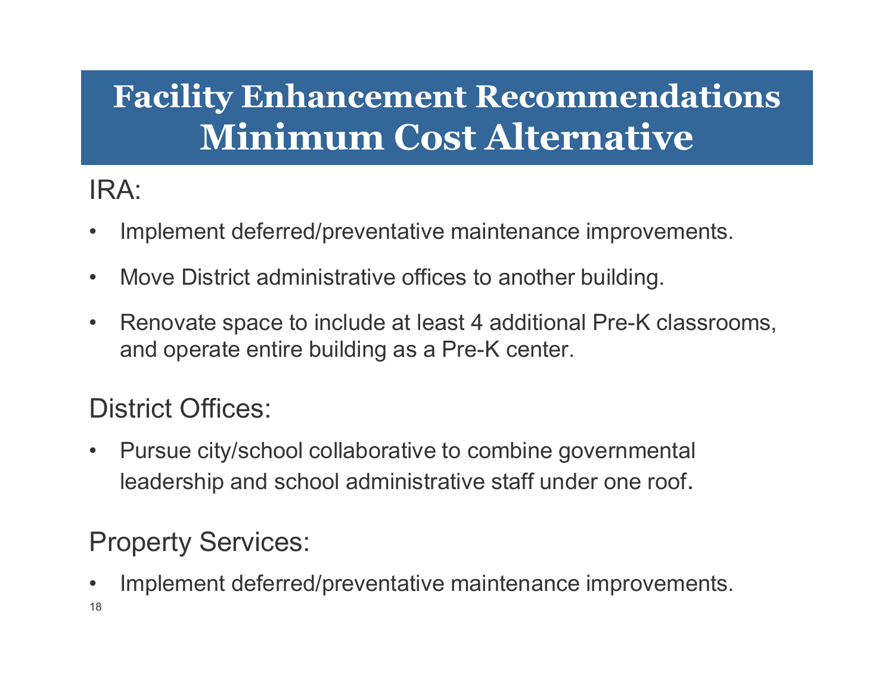# Facility Enhancement Recommendations
# Minimum Cost Alternative

IRA:

- Implement deferred/preventative maintenance improvements.
- Move District administrative offices to another building.
- Renovate space to include at least 4 additional Pre-K classrooms, and operate entire building as a Pre-K center.

District Offices:

- Pursue city/school collaborative to combine governmental leadership and school administrative staff under one roof.

Property Services:

- Implement deferred/preventative maintenance improvements.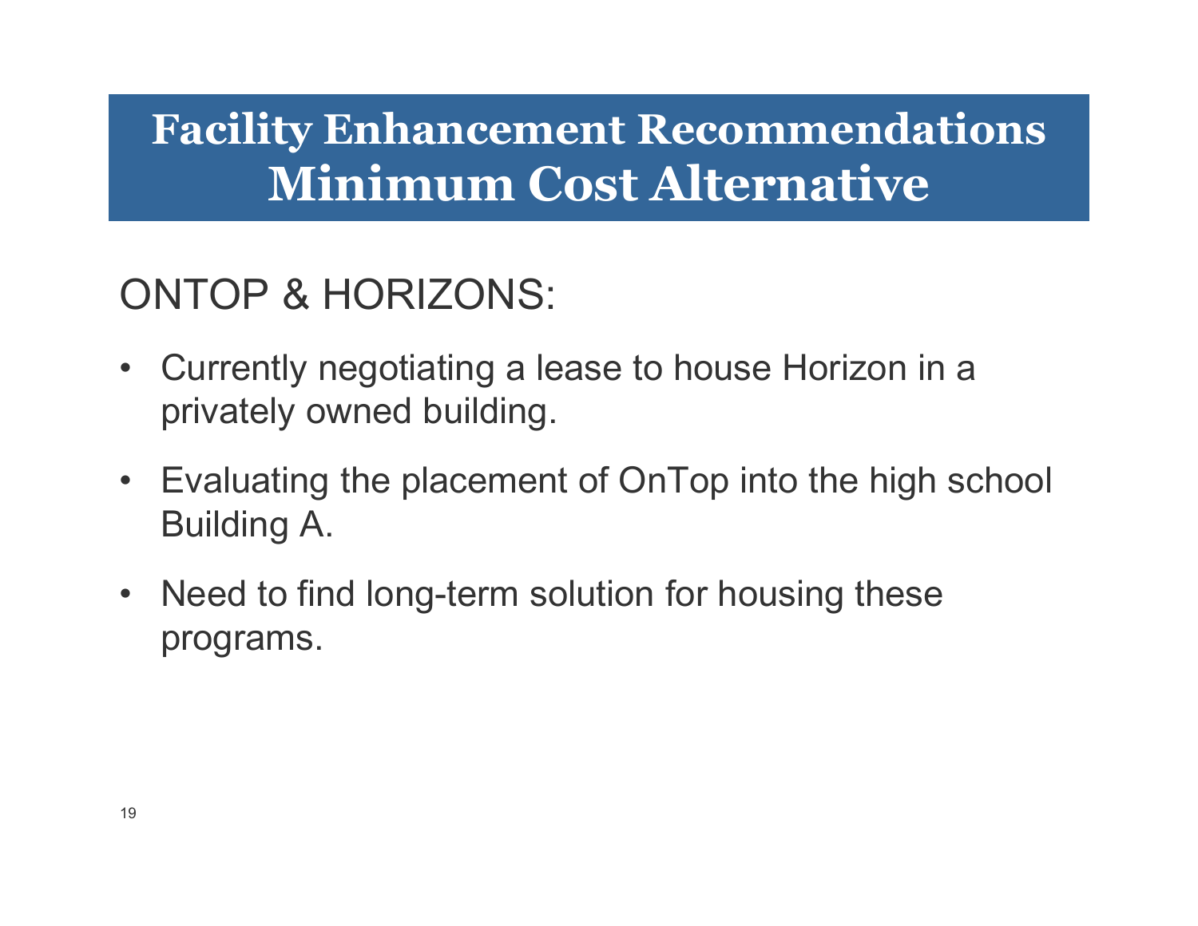# Facility Enhancement Recommendations
# Minimum Cost Alternative

ONTOP & HORIZONS:

- Currently negotiating a lease to house Horizon in a privately owned building.
- Evaluating the placement of OnTop into the high school Building A.
- Need to find long-term solution for housing these programs.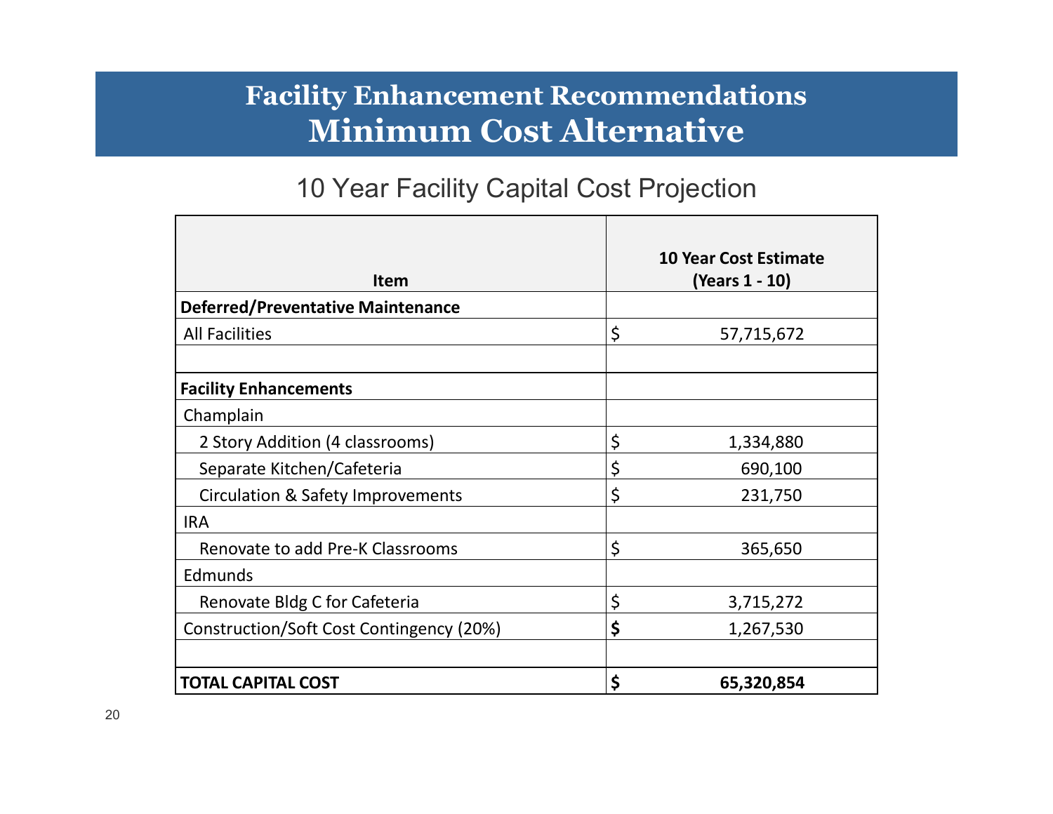# Facility Enhancement Recommendations
# Minimum Cost Alternative

## 10 Year Facility Capital Cost Projection

| Item | 10 Year Cost Estimate (Years 1 - 10) |
|---|---|
| **Deferred/Preventative Maintenance** | |
| All Facilities | $ 57,715,672 |
| | |
| **Facility Enhancements** | |
| Champlain | |
| 2 Story Addition (4 classrooms) | $ 1,334,880 |
| Separate Kitchen/Cafeteria | $ 690,100 |
| Circulation & Safety Improvements | $ 231,750 |
| IRA | |
| Renovate to add Pre-K Classrooms | $ 365,650 |
| Edmunds | |
| Renovate Bldg C for Cafeteria | $ 3,715,272 |
| Construction/Soft Cost Contingency (20%) | **$** 1,267,530 |
| | |
| **TOTAL CAPITAL COST** | **$ 65,320,854** |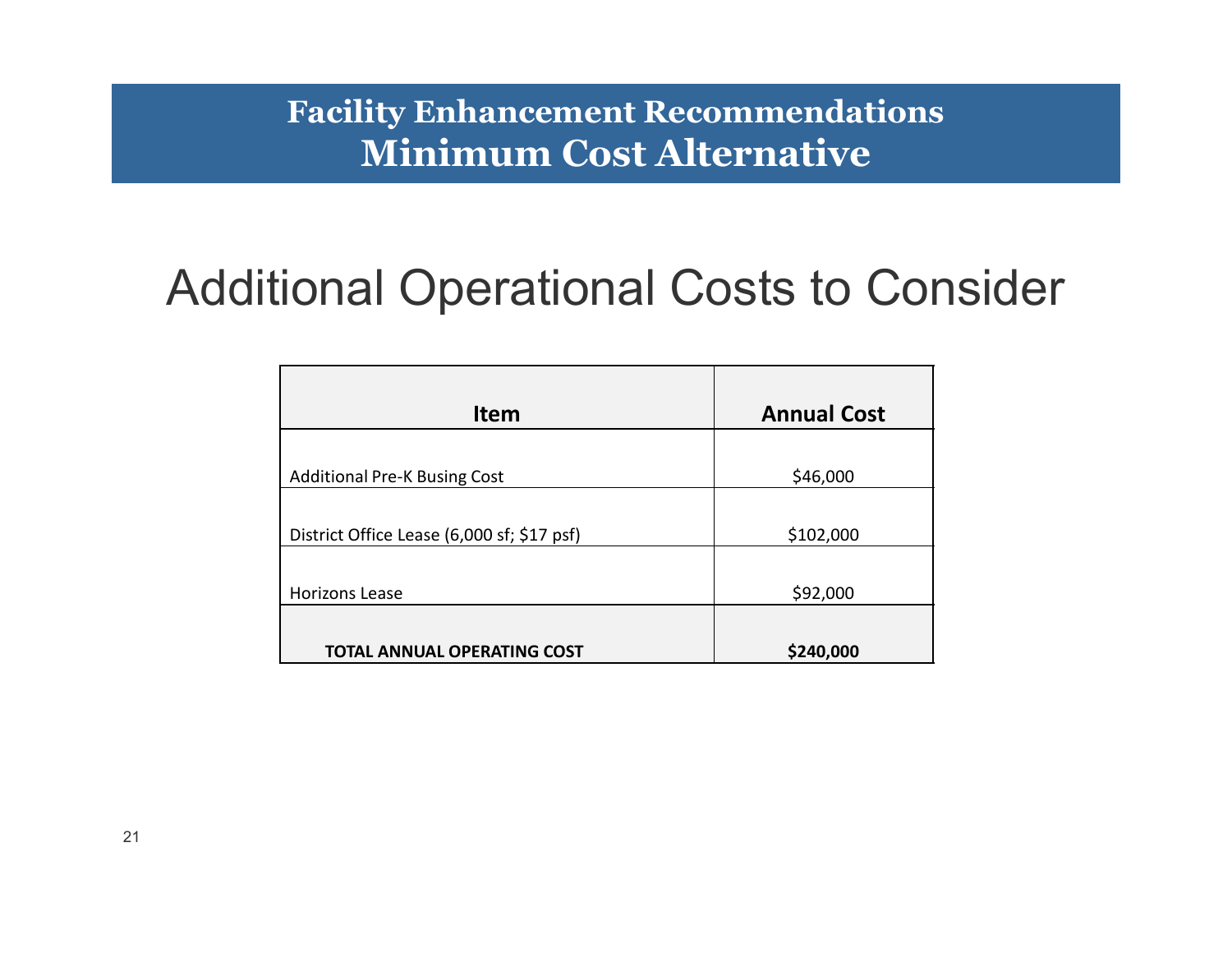# Facility Enhancement Recommendations
## Minimum Cost Alternative

## Additional Operational Costs to Consider

| Item | Annual Cost |
|---|---|
| Additional Pre-K Busing Cost | $46,000 |
| District Office Lease (6,000 sf; $17 psf) | $102,000 |
| Horizons Lease | $92,000 |
| **TOTAL ANNUAL OPERATING COST** | **$240,000** |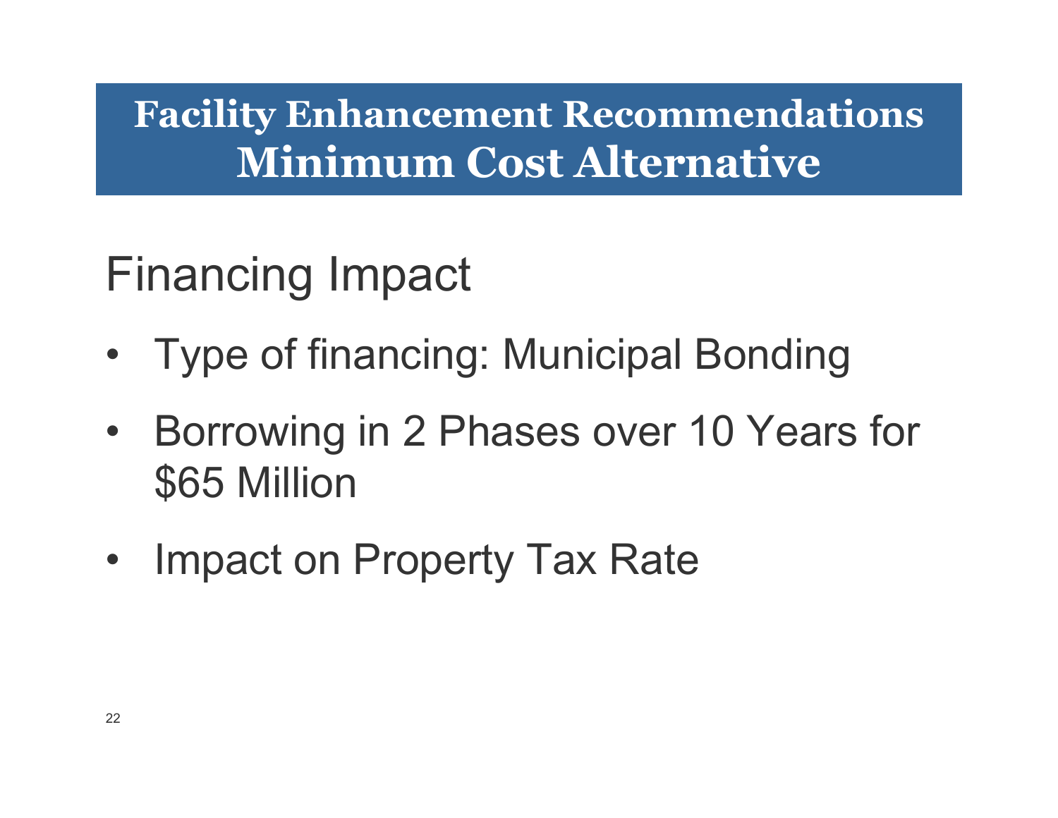# Facility Enhancement Recommendations
# Minimum Cost Alternative

## Financing Impact

- Type of financing: Municipal Bonding
- Borrowing in 2 Phases over 10 Years for $65 Million
- Impact on Property Tax Rate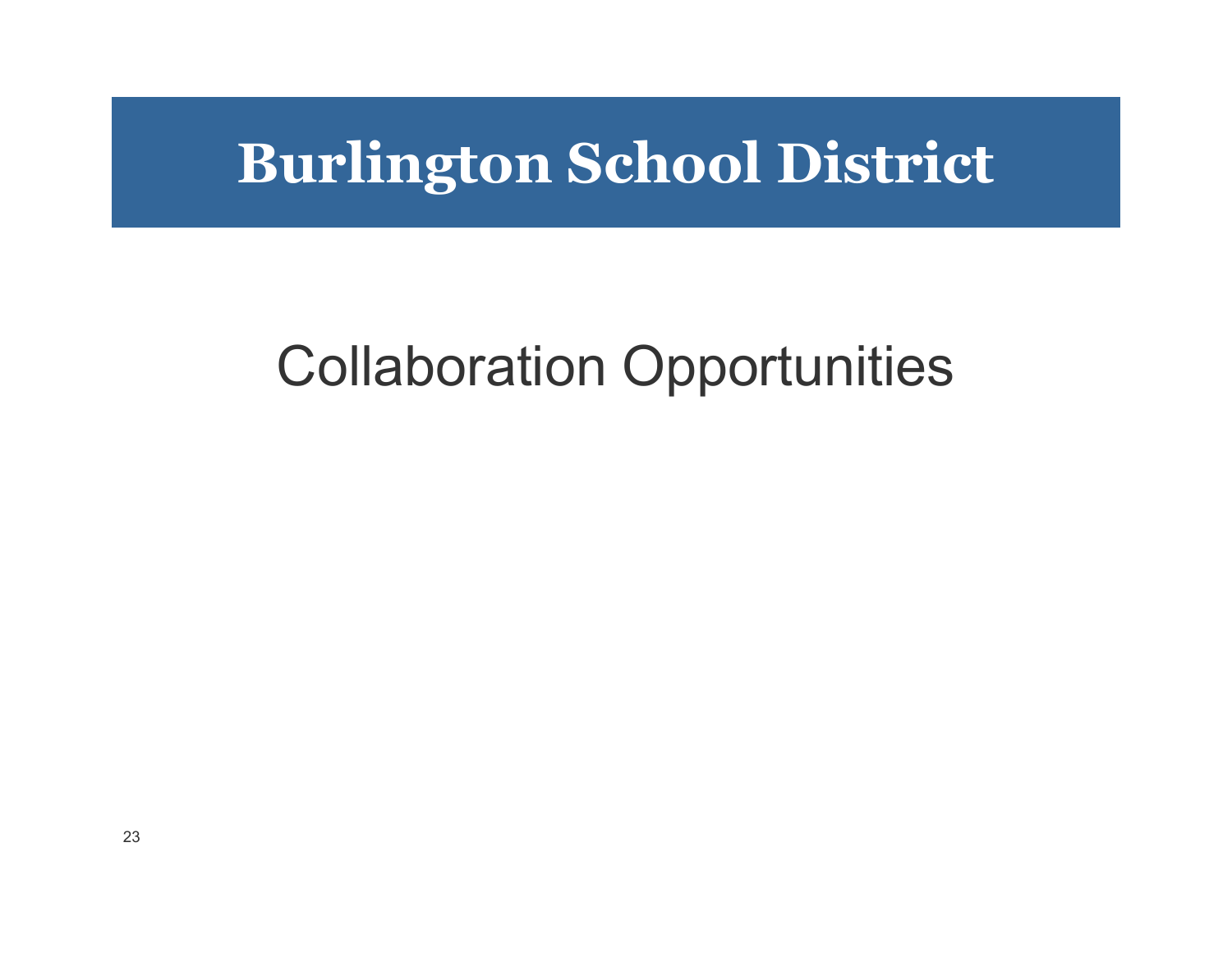# Burlington School District

## Collaboration Opportunities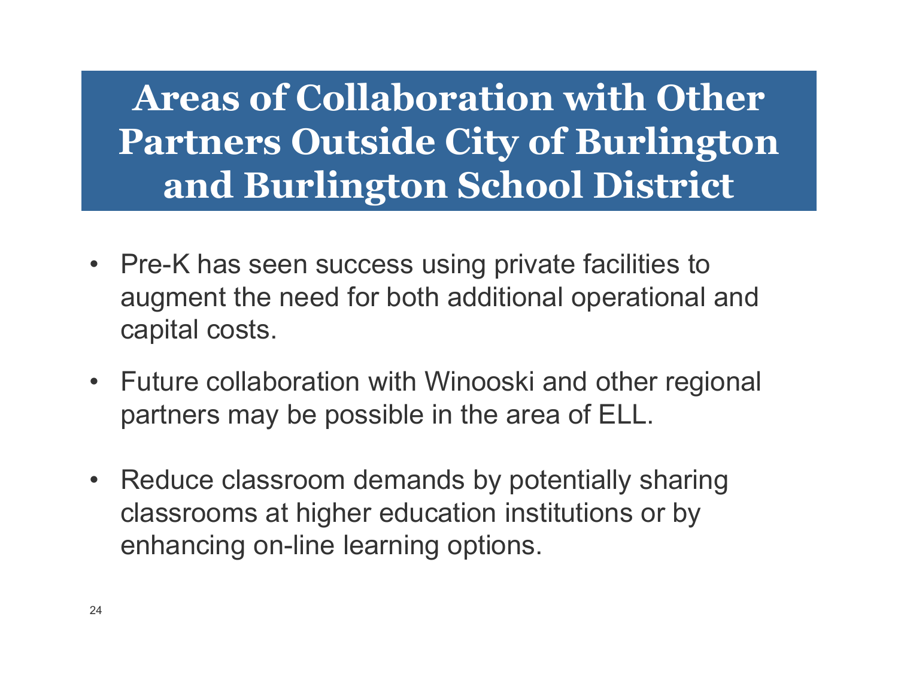# Areas of Collaboration with Other Partners Outside City of Burlington and Burlington School District

- Pre-K has seen success using private facilities to augment the need for both additional operational and capital costs.
- Future collaboration with Winooski and other regional partners may be possible in the area of ELL.
- Reduce classroom demands by potentially sharing classrooms at higher education institutions or by enhancing on-line learning options.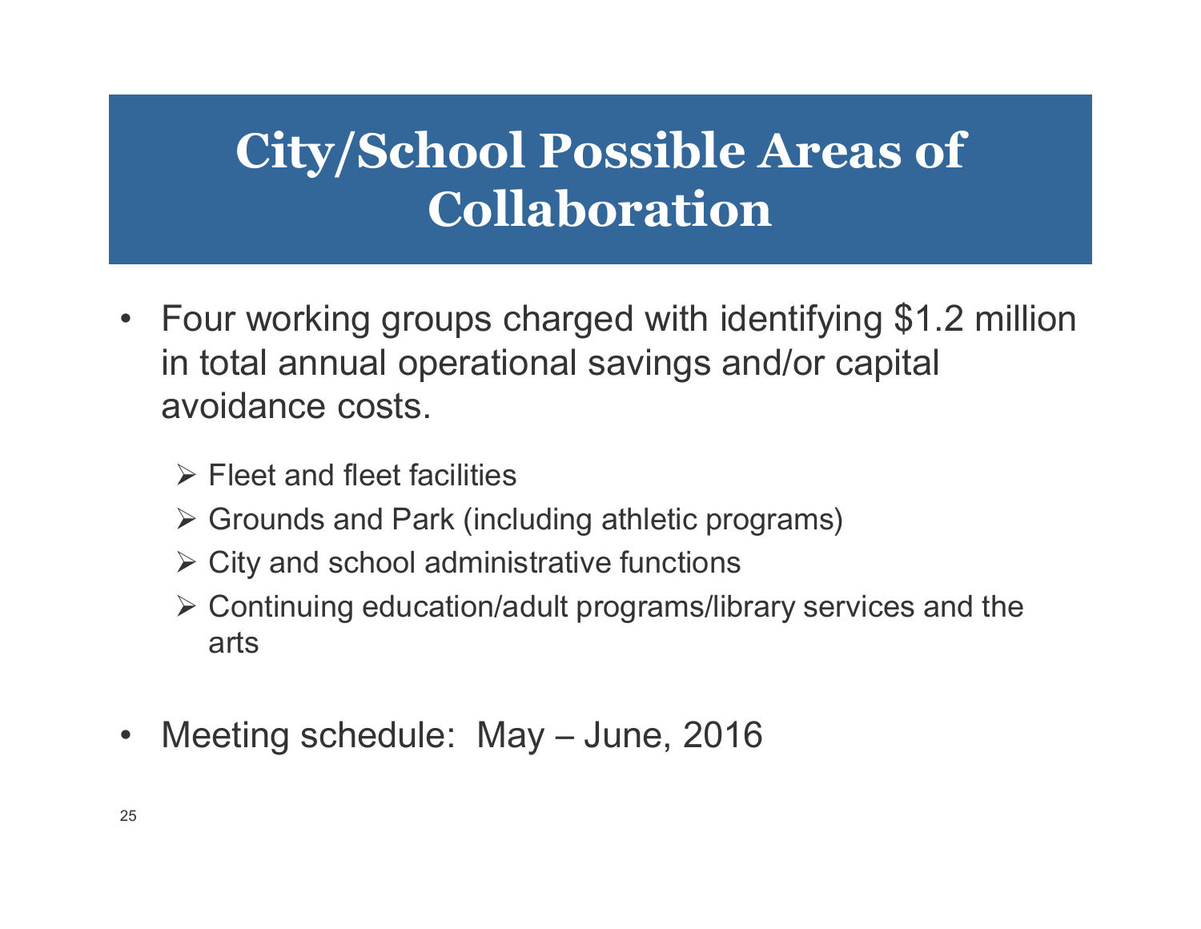# City/School Possible Areas of Collaboration

- Four working groups charged with identifying $1.2 million in total annual operational savings and/or capital avoidance costs.
  - Fleet and fleet facilities
  - Grounds and Park (including athletic programs)
  - City and school administrative functions
  - Continuing education/adult programs/library services and the arts
- Meeting schedule: May – June, 2016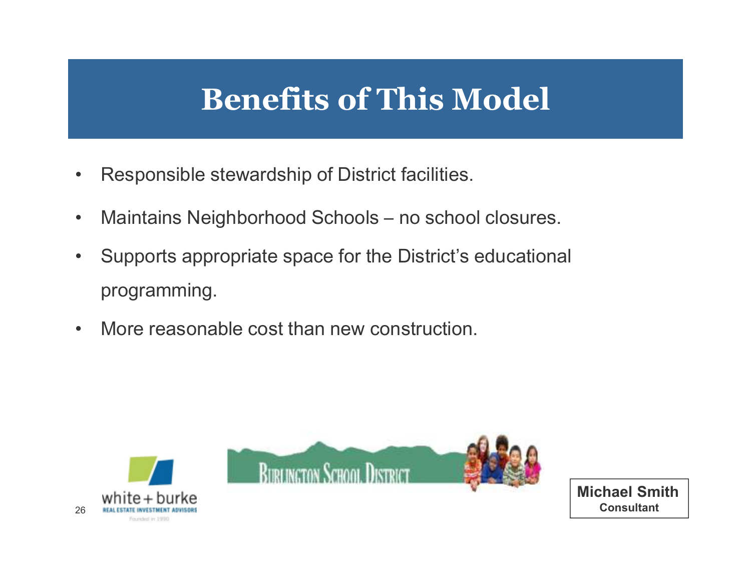# Benefits of This Model

- Responsible stewardship of District facilities.
- Maintains Neighborhood Schools – no school closures.
- Supports appropriate space for the District's educational programming.
- More reasonable cost than new construction.

**Michael Smith**
**Consultant**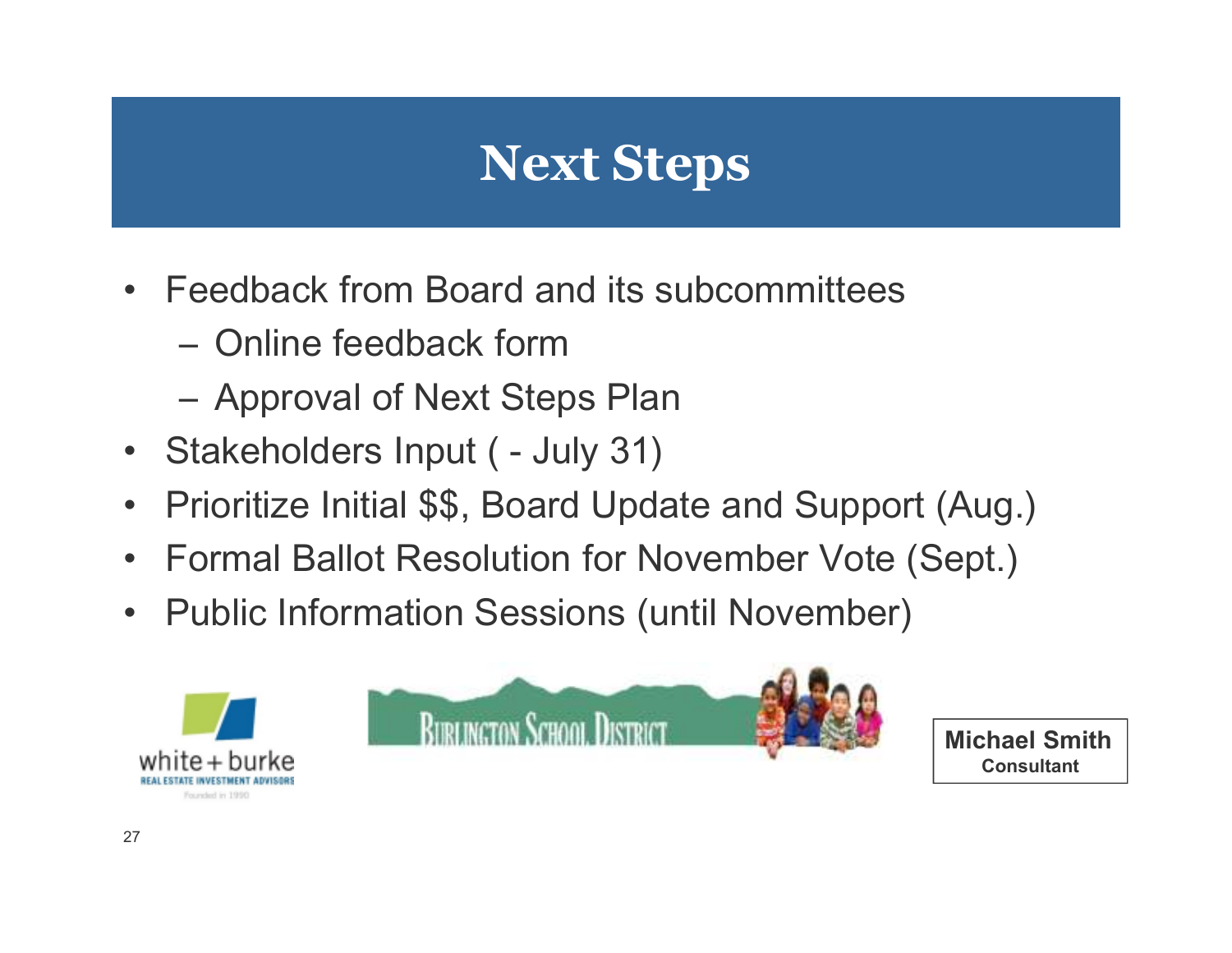# Next Steps

- Feedback from Board and its subcommittees
  - Online feedback form
  - Approval of Next Steps Plan
- Stakeholders Input ( - July 31)
- Prioritize Initial $$, Board Update and Support (Aug.)
- Formal Ballot Resolution for November Vote (Sept.)
- Public Information Sessions (until November)

white + burke
REAL ESTATE INVESTMENT ADVISORS
Founded in 1990

Burlington School District

**Michael Smith**
**Consultant**